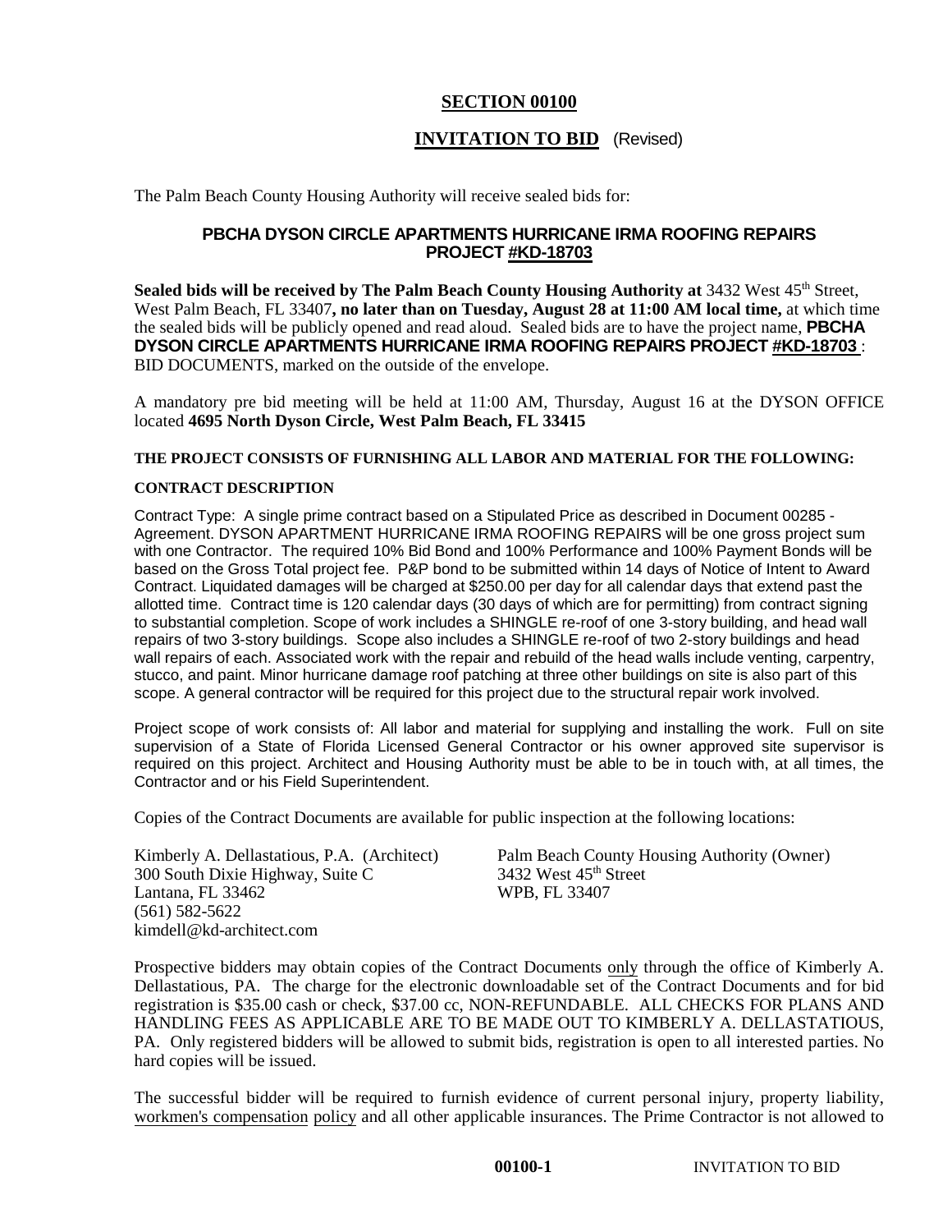## SECTION 00100

## INVITATION TO BID (Revised)

The Palm Beach County Housing Authority will receive sealed bids for:

### PBCHA DYSON CIRCLE APARTMENTS HURRICANE IRMA ROOFING REPAIRS PROJECT #KD-18703

**Sealed bids will be received by The Palm Beach County Housing Authority at** 3432 West 45th Street, West Palm Beach, FL 33407**, no later than on Tuesday, August 28 at 11:00 AM local time,** at which time the sealed bids will be publicly opened and read aloud. Sealed bids are to have the project name, **PBCHA DYSON CIRCLE APARTMENTS HURRICANE IRMA ROOFING REPAIRS PROJECT #KD-18703** : BID DOCUMENTS, marked on the outside of the envelope.

A mandatory pre bid meeting will be held at 11:00 AM, Thursday, August 16 at the DYSON OFFICE located **4695 North Dyson Circle, West Palm Beach, FL 33415**

**THE PROJECT CONSISTS OF FURNISHING ALL LABOR AND MATERIAL FOR THE FOLLOWING:**

**CONTRACT DESCRIPTION**

Contract Type: A single prime contract based on a Stipulated Price as described in Document 00285 - Agreement. DYSON APARTMENT HURRICANE IRMA ROOFING REPAIRS will be one gross project sum with one Contractor. The required 10% Bid Bond and 100% Performance and 100% Payment Bonds will be based on the Gross Total project fee. P&P bond to be submitted within 14 days of Notice of Intent to Award Contract. Liquidated damages will be charged at $250.00 per day for all calendar days that extend past the allotted time. Contract time is 120 calendar days (30 days of which are for permitting) from contract signing to substantial completion. Scope of work includes a SHINGLE re-roof of one 3-story building, and head wall repairs of two 3-story buildings. Scope also includes a SHINGLE re-roof of two 2-story buildings and head wall repairs of each. Associated work with the repair and rebuild of the head walls include venting, carpentry, stucco, and paint. Minor hurricane damage roof patching at three other buildings on site is also part of this scope. A general contractor will be required for this project due to the structural repair work involved.

Project scope of work consists of: All labor and material for supplying and installing the work. Full on site supervision of a State of Florida Licensed General Contractor or his owner approved site supervisor is required on this project. Architect and Housing Authority must be able to be in touch with, at all times, the Contractor and or his Field Superintendent.

Copies of the Contract Documents are available for public inspection at the following locations:

Kimberly A. Dellastatious, P.A. (Architect)
300 South Dixie Highway, Suite C
Lantana, FL 33462
(561) 582-5622
kimdell@kd-architect.com

Palm Beach County Housing Authority (Owner)
3432 West 45th Street
WPB, FL 33407

Prospective bidders may obtain copies of the Contract Documents only through the office of Kimberly A. Dellastatious, PA. The charge for the electronic downloadable set of the Contract Documents and for bid registration is $35.00 cash or check, $37.00 cc, NON-REFUNDABLE. ALL CHECKS FOR PLANS AND HANDLING FEES AS APPLICABLE ARE TO BE MADE OUT TO KIMBERLY A. DELLASTATIOUS, PA. Only registered bidders will be allowed to submit bids, registration is open to all interested parties. No hard copies will be issued.

The successful bidder will be required to furnish evidence of current personal injury, property liability, workmen's compensation policy and all other applicable insurances. The Prime Contractor is not allowed to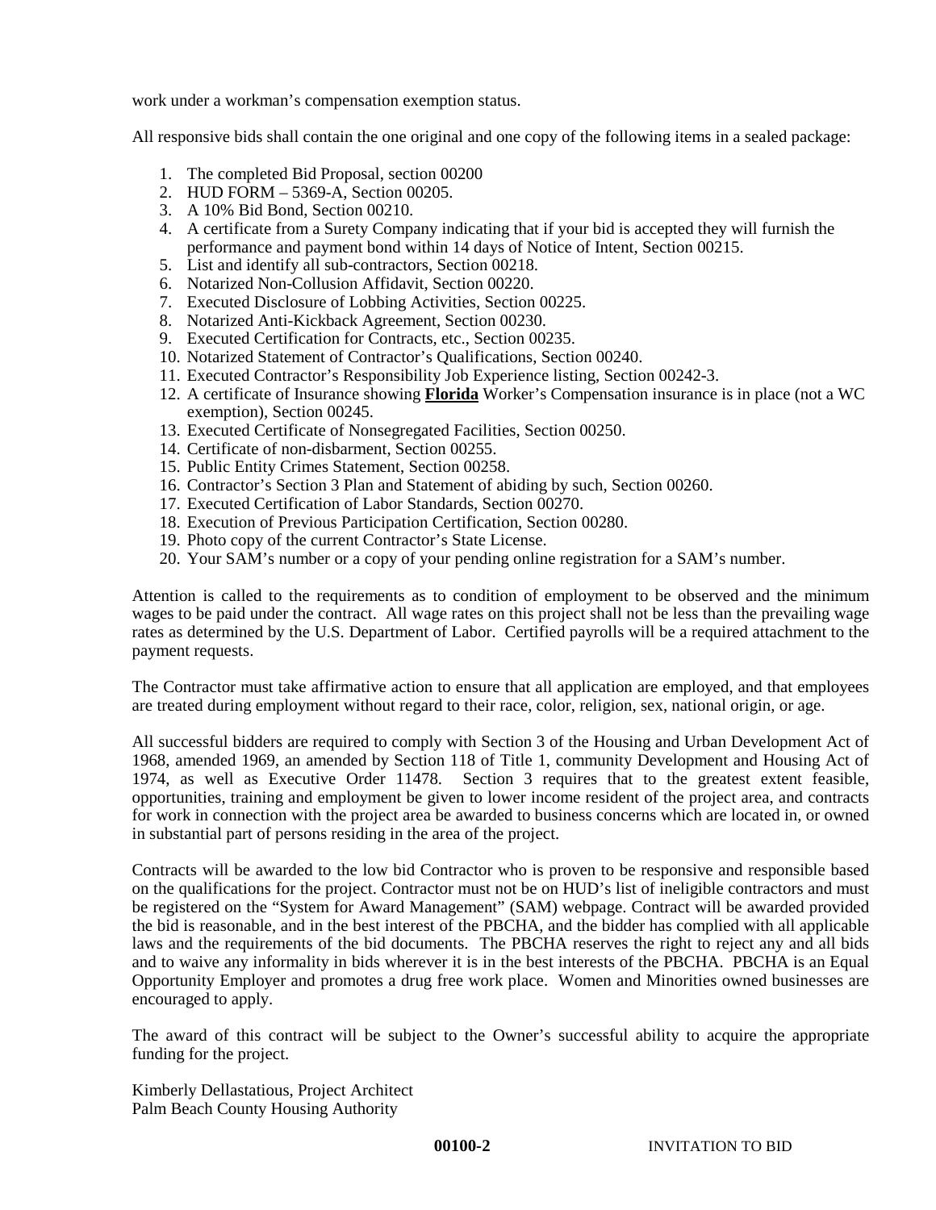work under a workman's compensation exemption status.

All responsive bids shall contain the one original and one copy of the following items in a sealed package:

1. The completed Bid Proposal, section 00200
2. HUD FORM – 5369-A, Section 00205.
3. A 10% Bid Bond, Section 00210.
4. A certificate from a Surety Company indicating that if your bid is accepted they will furnish the performance and payment bond within 14 days of Notice of Intent, Section 00215.
5. List and identify all sub-contractors, Section 00218.
6. Notarized Non-Collusion Affidavit, Section 00220.
7. Executed Disclosure of Lobbing Activities, Section 00225.
8. Notarized Anti-Kickback Agreement, Section 00230.
9. Executed Certification for Contracts, etc., Section 00235.
10. Notarized Statement of Contractor's Qualifications, Section 00240.
11. Executed Contractor's Responsibility Job Experience listing, Section 00242-3.
12. A certificate of Insurance showing **Florida** Worker's Compensation insurance is in place (not a WC exemption), Section 00245.
13. Executed Certificate of Nonsegregated Facilities, Section 00250.
14. Certificate of non-disbarment, Section 00255.
15. Public Entity Crimes Statement, Section 00258.
16. Contractor's Section 3 Plan and Statement of abiding by such, Section 00260.
17. Executed Certification of Labor Standards, Section 00270.
18. Execution of Previous Participation Certification, Section 00280.
19. Photo copy of the current Contractor's State License.
20. Your SAM's number or a copy of your pending online registration for a SAM's number.

Attention is called to the requirements as to condition of employment to be observed and the minimum wages to be paid under the contract. All wage rates on this project shall not be less than the prevailing wage rates as determined by the U.S. Department of Labor. Certified payrolls will be a required attachment to the payment requests.

The Contractor must take affirmative action to ensure that all application are employed, and that employees are treated during employment without regard to their race, color, religion, sex, national origin, or age.

All successful bidders are required to comply with Section 3 of the Housing and Urban Development Act of 1968, amended 1969, an amended by Section 118 of Title 1, community Development and Housing Act of 1974, as well as Executive Order 11478. Section 3 requires that to the greatest extent feasible, opportunities, training and employment be given to lower income resident of the project area, and contracts for work in connection with the project area be awarded to business concerns which are located in, or owned in substantial part of persons residing in the area of the project.

Contracts will be awarded to the low bid Contractor who is proven to be responsive and responsible based on the qualifications for the project. Contractor must not be on HUD's list of ineligible contractors and must be registered on the "System for Award Management" (SAM) webpage. Contract will be awarded provided the bid is reasonable, and in the best interest of the PBCHA, and the bidder has complied with all applicable laws and the requirements of the bid documents. The PBCHA reserves the right to reject any and all bids and to waive any informality in bids wherever it is in the best interests of the PBCHA. PBCHA is an Equal Opportunity Employer and promotes a drug free work place. Women and Minorities owned businesses are encouraged to apply.

The award of this contract will be subject to the Owner's successful ability to acquire the appropriate funding for the project.

Kimberly Dellastatious, Project Architect
Palm Beach County Housing Authority